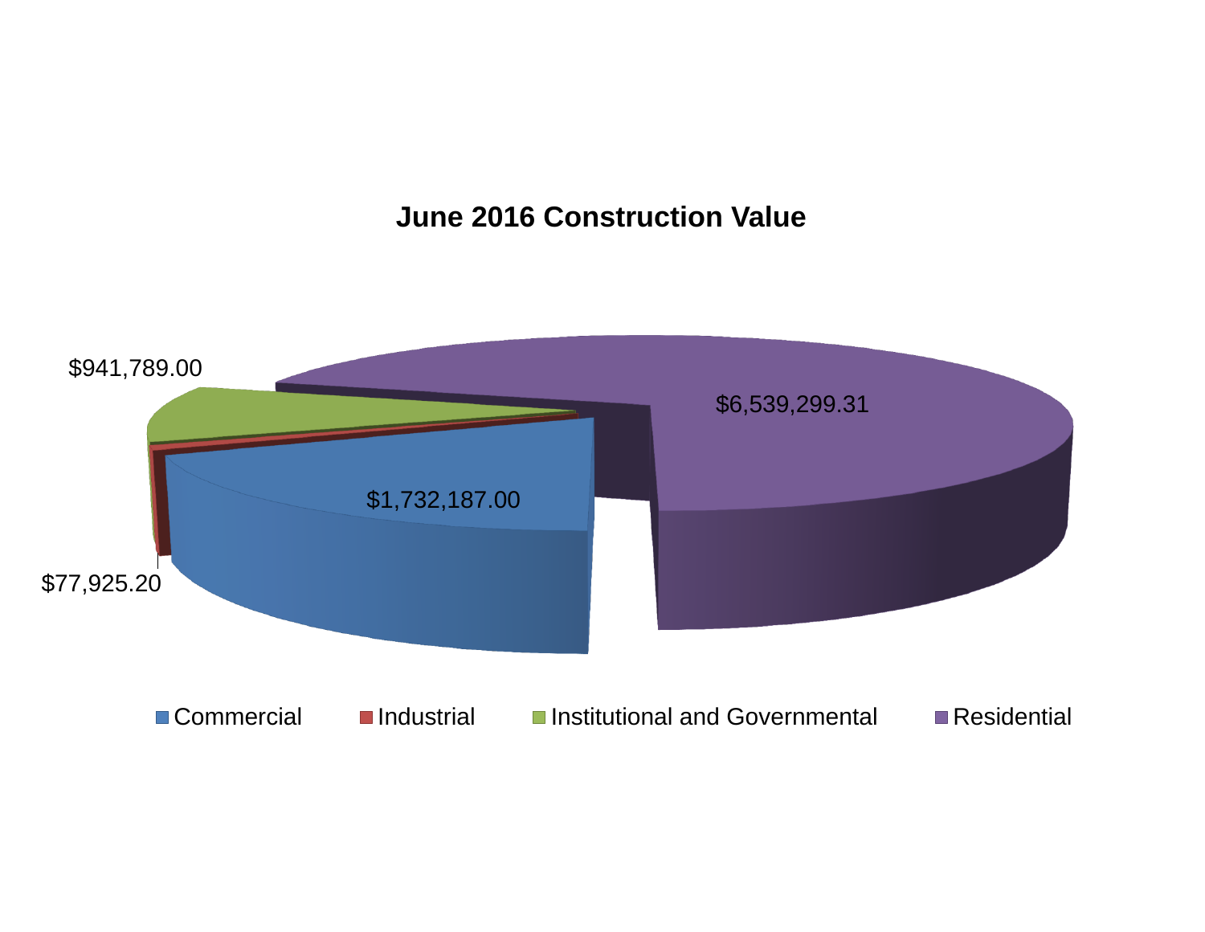# June 2016 Construction Value

| Category | Value |
| --- | --- |
| Commercial | $1,732,187.00 |
| Industrial | $77,925.20 |
| Institutional and Governmental | $941,789.00 |
| Residential | $6,539,299.31 |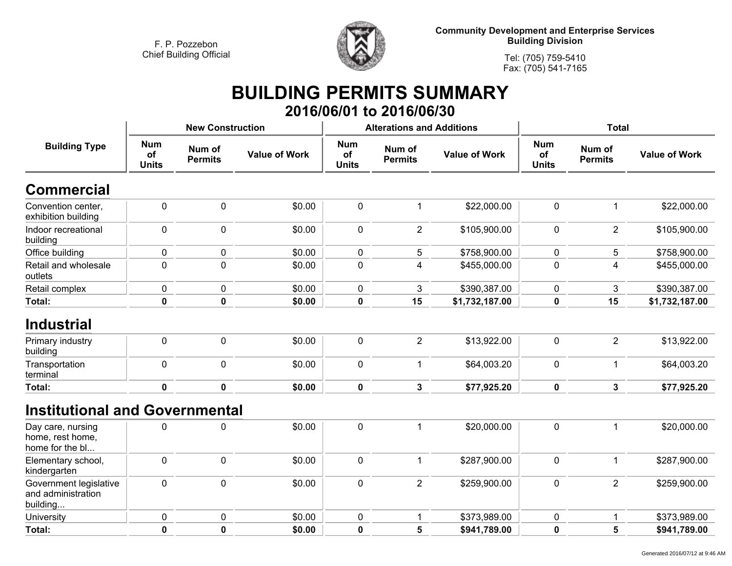F. P. Pozzebon
Chief Building Official

**Community Development and Enterprise Services**
**Building Division**

Tel: (705) 759-5410
Fax: (705) 541-7165

# BUILDING PERMITS SUMMARY

## 2016/06/01 to 2016/06/30

| Building Type | New Construction | | | Alterations and Additions | | | Total | | |
|---|---|---|---|---|---|---|---|---|---|
| | Num of Units | Num of Permits | Value of Work | Num of Units | Num of Permits | Value of Work | Num of Units | Num of Permits | Value of Work |
| **Commercial** | | | | | | | | | |
| Convention center, exhibition building | 0 | 0 | $0.00 | 0 | 1 | $22,000.00 | 0 | 1 | $22,000.00 |
| Indoor recreational building | 0 | 0 | $0.00 | 0 | 2 | $105,900.00 | 0 | 2 | $105,900.00 |
| Office building | 0 | 0 | $0.00 | 0 | 5 | $758,900.00 | 0 | 5 | $758,900.00 |
| Retail and wholesale outlets | 0 | 0 | $0.00 | 0 | 4 | $455,000.00 | 0 | 4 | $455,000.00 |
| Retail complex | 0 | 0 | $0.00 | 0 | 3 | $390,387.00 | 0 | 3 | $390,387.00 |
| **Total:** | **0** | **0** | **$0.00** | **0** | **15** | **$1,732,187.00** | **0** | **15** | **$1,732,187.00** |
| **Industrial** | | | | | | | | | |
| Primary industry building | 0 | 0 | $0.00 | 0 | 2 | $13,922.00 | 0 | 2 | $13,922.00 |
| Transportation terminal | 0 | 0 | $0.00 | 0 | 1 | $64,003.20 | 0 | 1 | $64,003.20 |
| **Total:** | **0** | **0** | **$0.00** | **0** | **3** | **$77,925.20** | **0** | **3** | **$77,925.20** |
| **Institutional and Governmental** | | | | | | | | | |
| Day care, nursing home, rest home, home for the bl... | 0 | 0 | $0.00 | 0 | 1 | $20,000.00 | 0 | 1 | $20,000.00 |
| Elementary school, kindergarten | 0 | 0 | $0.00 | 0 | 1 | $287,900.00 | 0 | 1 | $287,900.00 |
| Government legislative and administration building... | 0 | 0 | $0.00 | 0 | 2 | $259,900.00 | 0 | 2 | $259,900.00 |
| University | 0 | 0 | $0.00 | 0 | 1 | $373,989.00 | 0 | 1 | $373,989.00 |
| **Total:** | **0** | **0** | **$0.00** | **0** | **5** | **$941,789.00** | **0** | **5** | **$941,789.00** |

Generated 2016/07/12 at 9:46 AM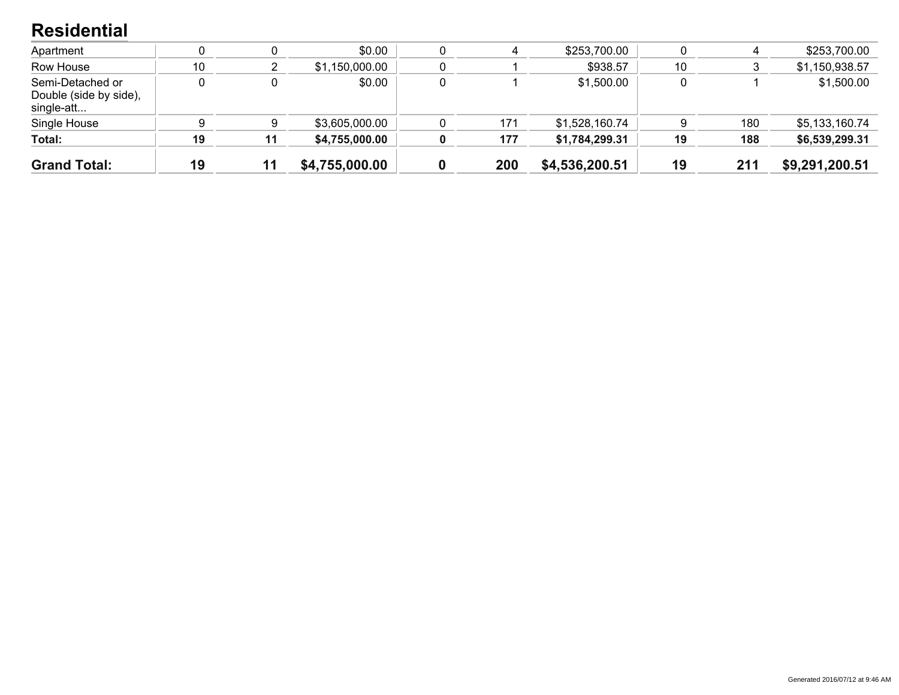## Residential

| | | | | | | | | | |
|---|---|---|---|---|---|---|---|---|---|
| Apartment | 0 | 0 | $0.00 | 0 | 4 | $253,700.00 | 0 | 4 | $253,700.00 |
| Row House | 10 | 2 | $1,150,000.00 | 0 | 1 | $938.57 | 10 | 3 | $1,150,938.57 |
| Semi-Detached or Double (side by side), single-att... | 0 | 0 | $0.00 | 0 | 1 | $1,500.00 | 0 | 1 | $1,500.00 |
| Single House | 9 | 9 | $3,605,000.00 | 0 | 171 | $1,528,160.74 | 9 | 180 | $5,133,160.74 |
| **Total:** | **19** | **11** | **$4,755,000.00** | **0** | **177** | **$1,784,299.31** | **19** | **188** | **$6,539,299.31** |
| **Grand Total:** | **19** | **11** | **$4,755,000.00** | **0** | **200** | **$4,536,200.51** | **19** | **211** | **$9,291,200.51** |

Generated 2016/07/12 at 9:46 AM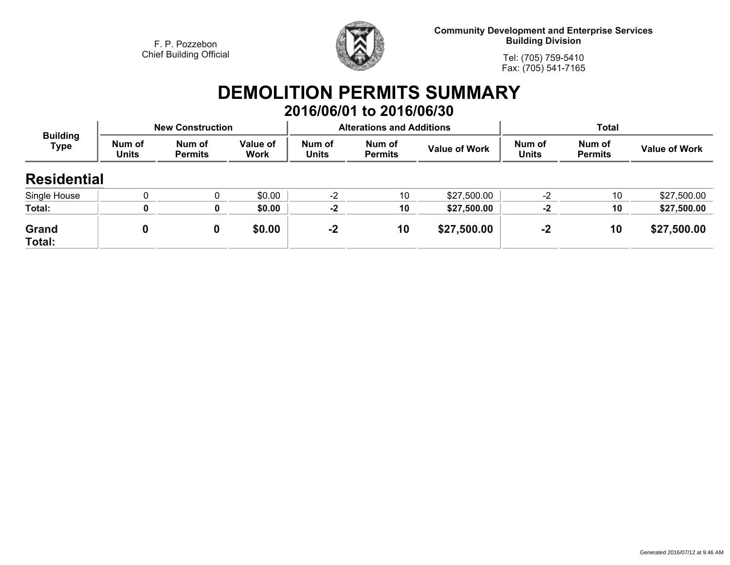F. P. Pozzebon
Chief Building Official

**Community Development and Enterprise Services**
**Building Division**

Tel: (705) 759-5410
Fax: (705) 541-7165

# DEMOLITION PERMITS SUMMARY

## 2016/06/01 to 2016/06/30

| Building Type | New Construction | | | Alterations and Additions | | | Total | | |
|---|---|---|---|---|---|---|---|---|---|
| | Num of Units | Num of Permits | Value of Work | Num of Units | Num of Permits | Value of Work | Num of Units | Num of Permits | Value of Work |
| **Residential** | | | | | | | | | |
| Single House | 0 | 0 | $0.00 | -2 | 10 | $27,500.00 | -2 | 10 | $27,500.00 |
| **Total:** | **0** | **0** | **$0.00** | **-2** | **10** | **$27,500.00** | **-2** | **10** | **$27,500.00** |
| **Grand Total:** | **0** | **0** | **$0.00** | **-2** | **10** | **$27,500.00** | **-2** | **10** | **$27,500.00** |

Generated 2016/07/12 at 9:46 AM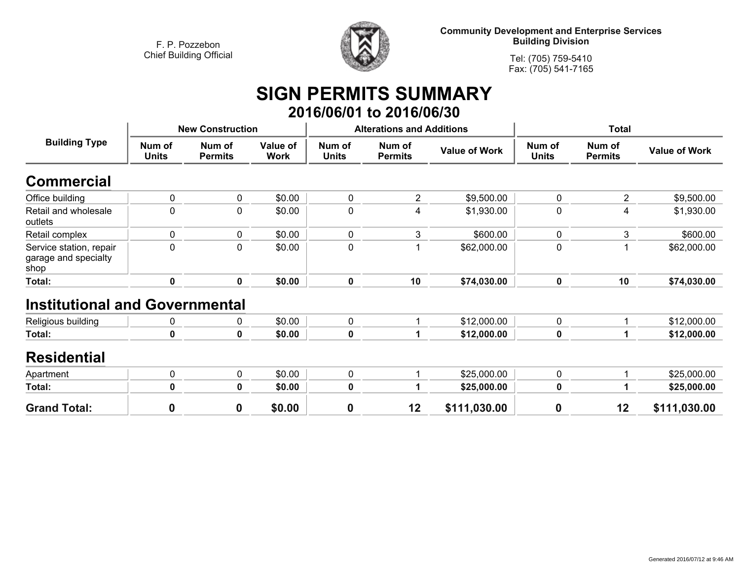F. P. Pozzebon
Chief Building Official

**Community Development and Enterprise Services**
**Building Division**

Tel: (705) 759-5410
Fax: (705) 541-7165

# SIGN PERMITS SUMMARY

## 2016/06/01 to 2016/06/30

| Building Type | New Construction | | | Alterations and Additions | | | Total | | |
|---|---|---|---|---|---|---|---|---|---|
| | Num of Units | Num of Permits | Value of Work | Num of Units | Num of Permits | Value of Work | Num of Units | Num of Permits | Value of Work |
| **Commercial** | | | | | | | | | |
| Office building | 0 | 0 | $0.00 | 0 | 2 | $9,500.00 | 0 | 2 | $9,500.00 |
| Retail and wholesale outlets | 0 | 0 | $0.00 | 0 | 4 | $1,930.00 | 0 | 4 | $1,930.00 |
| Retail complex | 0 | 0 | $0.00 | 0 | 3 | $600.00 | 0 | 3 | $600.00 |
| Service station, repair garage and specialty shop | 0 | 0 | $0.00 | 0 | 1 | $62,000.00 | 0 | 1 | $62,000.00 |
| **Total:** | **0** | **0** | **$0.00** | **0** | **10** | **$74,030.00** | **0** | **10** | **$74,030.00** |
| **Institutional and Governmental** | | | | | | | | | |
| Religious building | 0 | 0 | $0.00 | 0 | 1 | $12,000.00 | 0 | 1 | $12,000.00 |
| **Total:** | **0** | **0** | **$0.00** | **0** | **1** | **$12,000.00** | **0** | **1** | **$12,000.00** |
| **Residential** | | | | | | | | | |
| Apartment | 0 | 0 | $0.00 | 0 | 1 | $25,000.00 | 0 | 1 | $25,000.00 |
| **Total:** | **0** | **0** | **$0.00** | **0** | **1** | **$25,000.00** | **0** | **1** | **$25,000.00** |
| **Grand Total:** | **0** | **0** | **$0.00** | **0** | **12** | **$111,030.00** | **0** | **12** | **$111,030.00** |

Generated 2016/07/12 at 9:46 AM